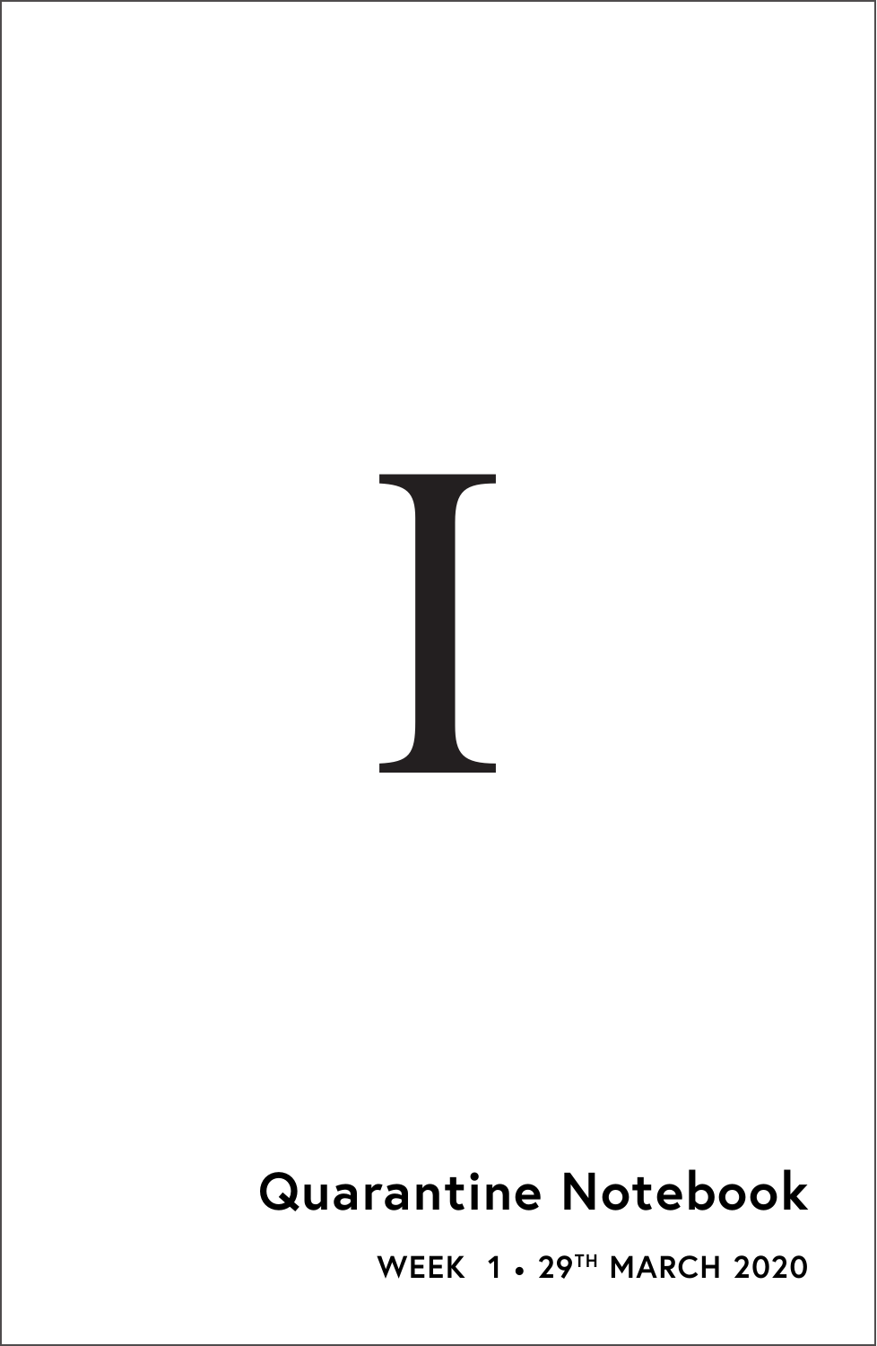# I

## Quarantine Notebook

WEEK 1 • 29TH MARCH 2020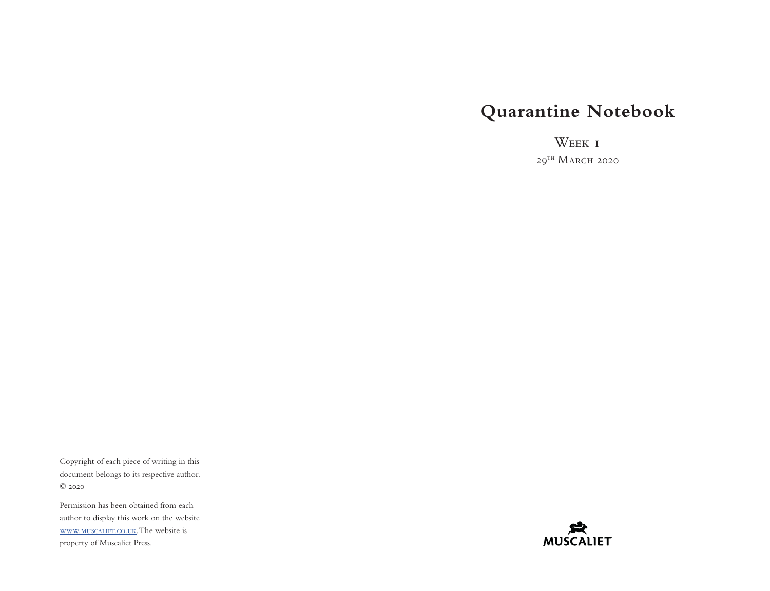Copyright of each piece of writing in this document belongs to its respective author. © 2020

Permission has been obtained from each author to display this work on the website www.muscaliet.co.uk. The website is property of Muscaliet Press.

# Quarantine Notebook

Week 1

29th March 2020

MUSCALIET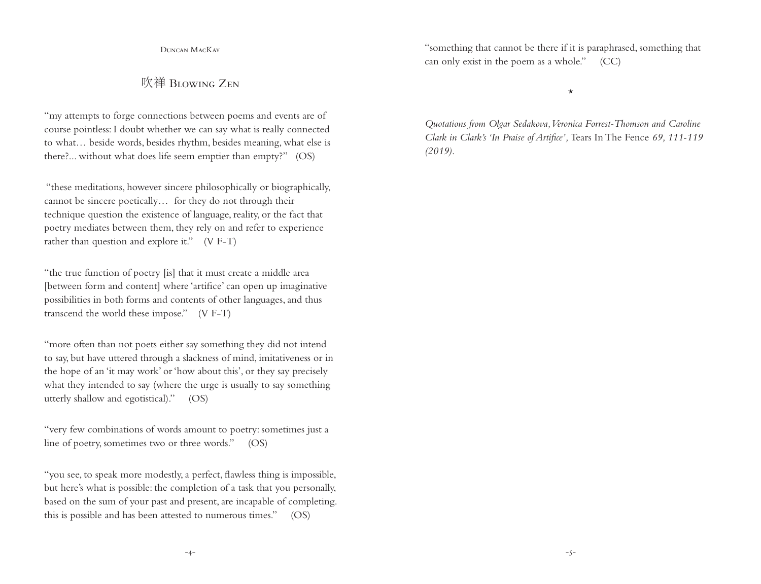Duncan MacKay

# 吹禅 Blowing Zen

"my attempts to forge connections between poems and events are of course pointless: I doubt whether we can say what is really connected to what… beside words, besides rhythm, besides meaning, what else is there?... without what does life seem emptier than empty?" (OS)

"these meditations, however sincere philosophically or biographically, cannot be sincere poetically… for they do not through their technique question the existence of language, reality, or the fact that poetry mediates between them, they rely on and refer to experience rather than question and explore it." (V F-T)

"the true function of poetry [is] that it must create a middle area [between form and content] where 'artifice' can open up imaginative possibilities in both forms and contents of other languages, and thus transcend the world these impose." (V F-T)

"more often than not poets either say something they did not intend to say, but have uttered through a slackness of mind, imitativeness or in the hope of an 'it may work' or 'how about this', or they say precisely what they intended to say (where the urge is usually to say something utterly shallow and egotistical)." (OS)

"very few combinations of words amount to poetry: sometimes just a line of poetry, sometimes two or three words." (OS)

"you see, to speak more modestly, a perfect, flawless thing is impossible, but here's what is possible: the completion of a task that you personally, based on the sum of your past and present, are incapable of completing. this is possible and has been attested to numerous times." (OS)

"something that cannot be there if it is paraphrased, something that can only exist in the poem as a whole." (CC)

*

*Quotations from Olgar Sedakova, Veronica Forrest-Thomson and Caroline Clark in Clark's 'In Praise of Artifice',* Tears In The Fence *69, 111-119 (2019).*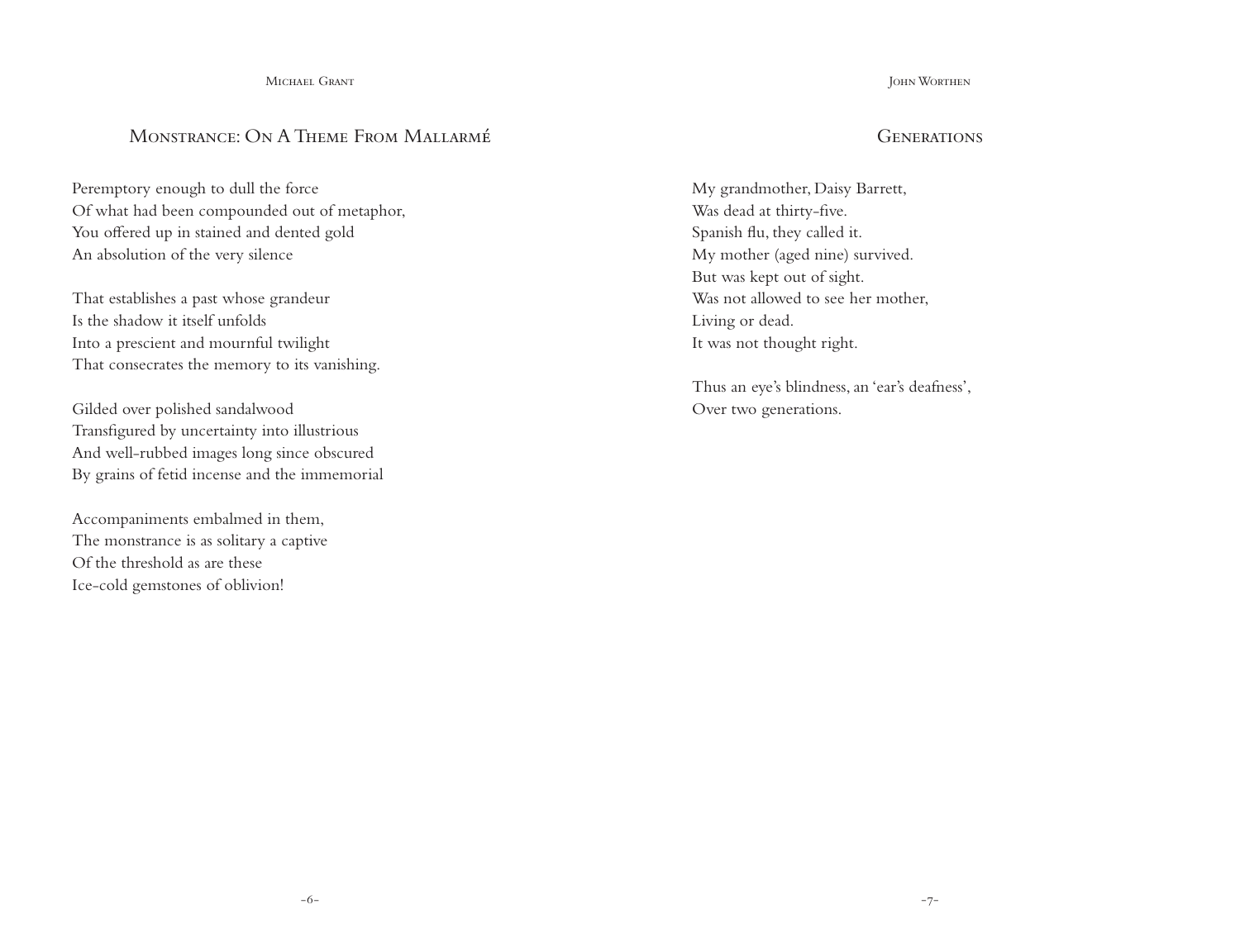Michael Grant

## Monstrance: On A Theme From Mallarmé

Peremptory enough to dull the force
Of what had been compounded out of metaphor,
You offered up in stained and dented gold
An absolution of the very silence

That establishes a past whose grandeur
Is the shadow it itself unfolds
Into a prescient and mournful twilight
That consecrates the memory to its vanishing.

Gilded over polished sandalwood
Transfigured by uncertainty into illustrious
And well-rubbed images long since obscured
By grains of fetid incense and the immemorial

Accompaniments embalmed in them,
The monstrance is as solitary a captive
Of the threshold as are these
Ice-cold gemstones of oblivion!

John Worthen

## Generations

My grandmother, Daisy Barrett,
Was dead at thirty-five.
Spanish flu, they called it.
My mother (aged nine) survived.
But was kept out of sight.
Was not allowed to see her mother,
Living or dead.
It was not thought right.

Thus an eye's blindness, an 'ear's deafness',
Over two generations.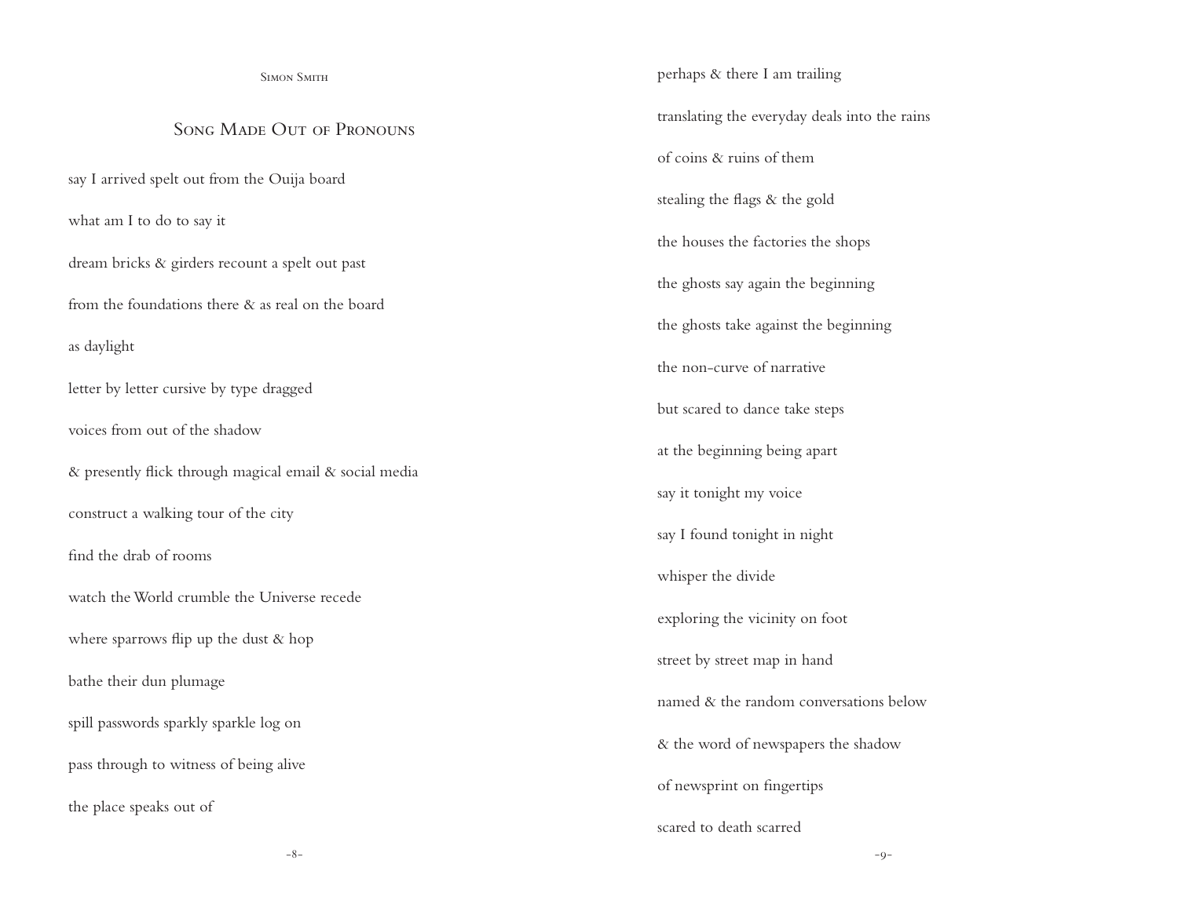Simon Smith

## Song Made Out of Pronouns

say I arrived spelt out from the Ouija board

what am I to do to say it

dream bricks & girders recount a spelt out past

from the foundations there & as real on the board

as daylight

letter by letter cursive by type dragged

voices from out of the shadow

& presently flick through magical email & social media

construct a walking tour of the city

find the drab of rooms

watch the World crumble the Universe recede

where sparrows flip up the dust & hop

bathe their dun plumage

spill passwords sparkly sparkle log on

pass through to witness of being alive

the place speaks out of

perhaps & there I am trailing

translating the everyday deals into the rains

of coins & ruins of them

stealing the flags & the gold

the houses the factories the shops

the ghosts say again the beginning

the ghosts take against the beginning

the non-curve of narrative

but scared to dance take steps

at the beginning being apart

say it tonight my voice

say I found tonight in night

whisper the divide

exploring the vicinity on foot

street by street map in hand

named & the random conversations below

& the word of newspapers the shadow

of newsprint on fingertips

scared to death scarred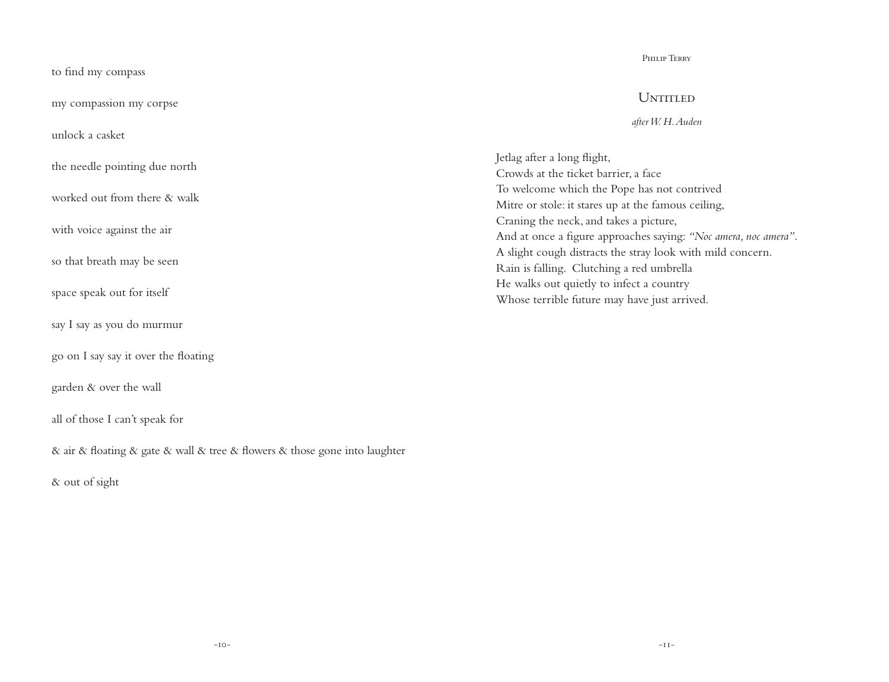to find my compass

my compassion my corpse

unlock a casket

the needle pointing due north

worked out from there & walk

with voice against the air

so that breath may be seen

space speak out for itself

say I say as you do murmur

go on I say say it over the floating

garden & over the wall

all of those I can't speak for

& air & floating & gate & wall & tree & flowers & those gone into laughter

& out of sight

Philip Terry

## Untitled

*after W. H. Auden*

Jetlag after a long flight,
Crowds at the ticket barrier, a face
To welcome which the Pope has not contrived
Mitre or stole: it stares up at the famous ceiling,
Craning the neck, and takes a picture,
And at once a figure approaches saying: *"Noc amera, noc amera"*.
A slight cough distracts the stray look with mild concern.
Rain is falling. Clutching a red umbrella
He walks out quietly to infect a country
Whose terrible future may have just arrived.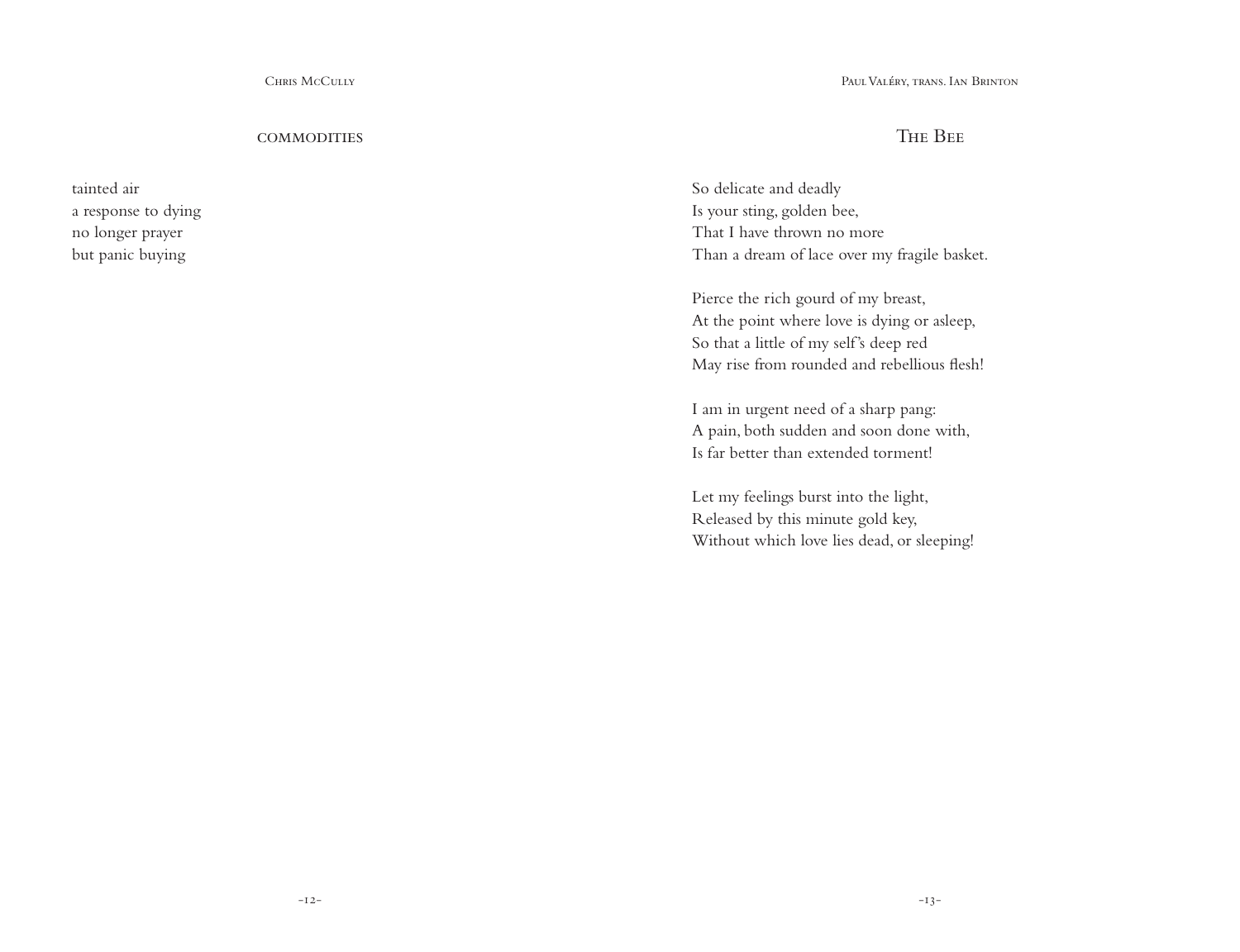Chris McCully

## commodities

tainted air
a response to dying
no longer prayer
but panic buying

Paul Valéry, trans. Ian Brinton

## The Bee

So delicate and deadly
Is your sting, golden bee,
That I have thrown no more
Than a dream of lace over my fragile basket.

Pierce the rich gourd of my breast,
At the point where love is dying or asleep,
So that a little of my self's deep red
May rise from rounded and rebellious flesh!

I am in urgent need of a sharp pang:
A pain, both sudden and soon done with,
Is far better than extended torment!

Let my feelings burst into the light,
Released by this minute gold key,
Without which love lies dead, or sleeping!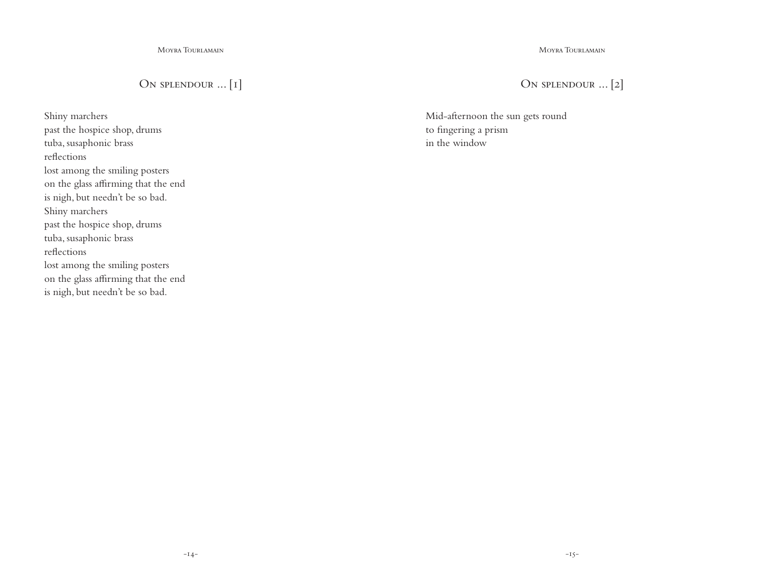## On splendour ... [1]

Shiny marchers  
past the hospice shop, drums  
tuba, susaphonic brass  
reflections  
lost among the smiling posters  
on the glass affirming that the end  
is nigh, but needn't be so bad.  
Shiny marchers  
past the hospice shop, drums  
tuba, susaphonic brass  
reflections  
lost among the smiling posters  
on the glass affirming that the end  
is nigh, but needn't be so bad.

## On splendour ... [2]

Mid-afternoon the sun gets round  
to fingering a prism  
in the window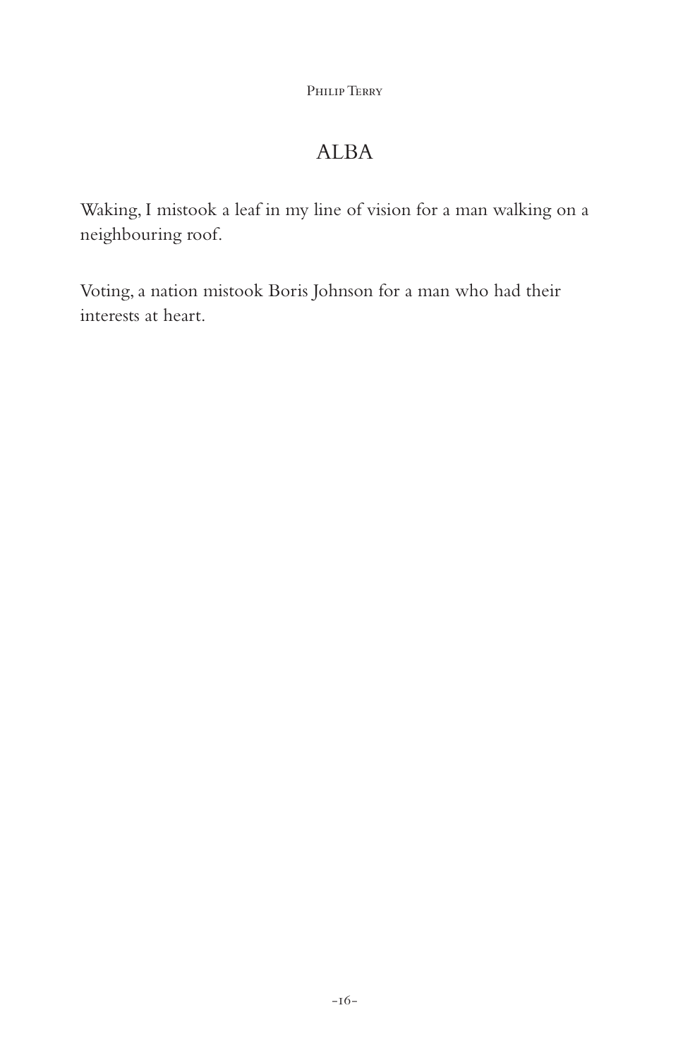## ALBA

Waking, I mistook a leaf in my line of vision for a man walking on a neighbouring roof.

Voting, a nation mistook Boris Johnson for a man who had their interests at heart.